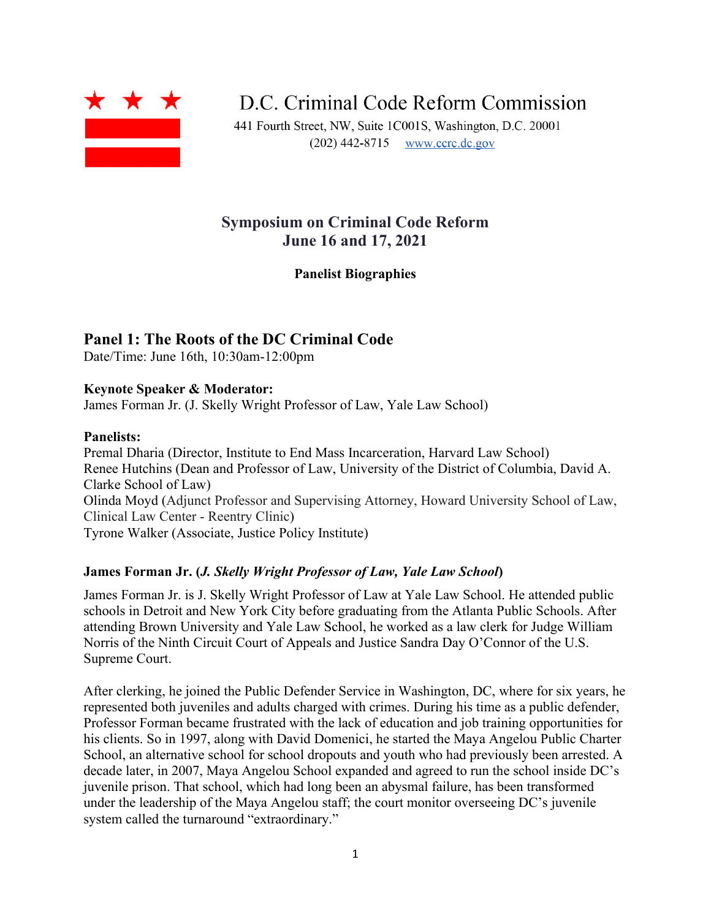# D.C. Criminal Code Reform Commission

441 Fourth Street, NW, Suite 1C001S, Washington, D.C. 20001
(202) 442-8715 www.ccrc.dc.gov

## Symposium on Criminal Code Reform
## June 16 and 17, 2021

**Panelist Biographies**

## Panel 1: The Roots of the DC Criminal Code

Date/Time: June 16th, 10:30am-12:00pm

**Keynote Speaker & Moderator:**
James Forman Jr. (J. Skelly Wright Professor of Law, Yale Law School)

**Panelists:**
Premal Dharia (Director, Institute to End Mass Incarceration, Harvard Law School)
Renee Hutchins (Dean and Professor of Law, University of the District of Columbia, David A. Clarke School of Law)
Olinda Moyd (Adjunct Professor and Supervising Attorney, Howard University School of Law, Clinical Law Center - Reentry Clinic)
Tyrone Walker (Associate, Justice Policy Institute)

### James Forman Jr. (*J. Skelly Wright Professor of Law, Yale Law School*)

James Forman Jr. is J. Skelly Wright Professor of Law at Yale Law School. He attended public schools in Detroit and New York City before graduating from the Atlanta Public Schools. After attending Brown University and Yale Law School, he worked as a law clerk for Judge William Norris of the Ninth Circuit Court of Appeals and Justice Sandra Day O'Connor of the U.S. Supreme Court.

After clerking, he joined the Public Defender Service in Washington, DC, where for six years, he represented both juveniles and adults charged with crimes. During his time as a public defender, Professor Forman became frustrated with the lack of education and job training opportunities for his clients. So in 1997, along with David Domenici, he started the Maya Angelou Public Charter School, an alternative school for school dropouts and youth who had previously been arrested. A decade later, in 2007, Maya Angelou School expanded and agreed to run the school inside DC's juvenile prison. That school, which had long been an abysmal failure, has been transformed under the leadership of the Maya Angelou staff; the court monitor overseeing DC's juvenile system called the turnaround "extraordinary."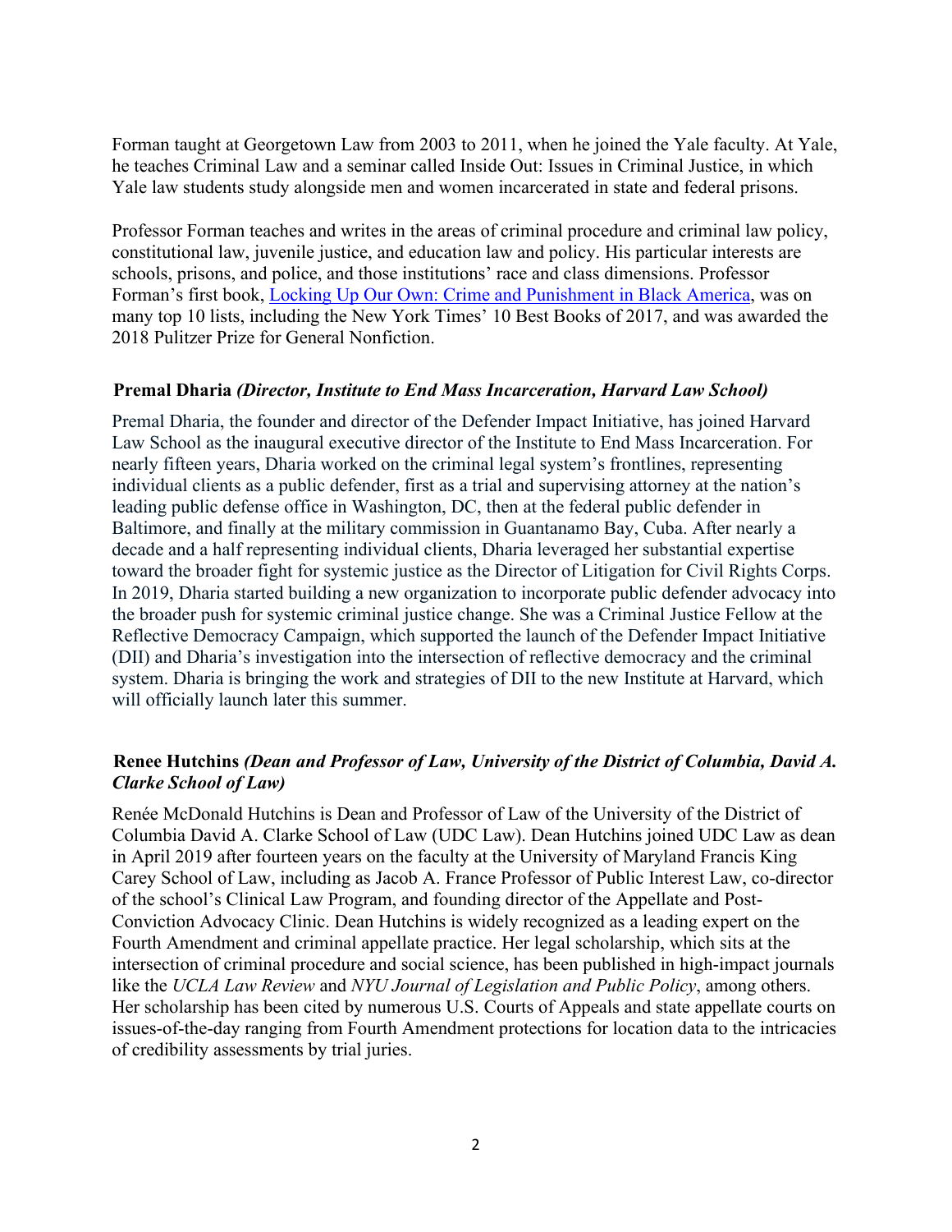Forman taught at Georgetown Law from 2003 to 2011, when he joined the Yale faculty. At Yale, he teaches Criminal Law and a seminar called Inside Out: Issues in Criminal Justice, in which Yale law students study alongside men and women incarcerated in state and federal prisons.

Professor Forman teaches and writes in the areas of criminal procedure and criminal law policy, constitutional law, juvenile justice, and education law and policy. His particular interests are schools, prisons, and police, and those institutions' race and class dimensions. Professor Forman's first book, Locking Up Our Own: Crime and Punishment in Black America, was on many top 10 lists, including the New York Times' 10 Best Books of 2017, and was awarded the 2018 Pulitzer Prize for General Nonfiction.

**Premal Dharia** ***(Director, Institute to End Mass Incarceration, Harvard Law School)***

Premal Dharia, the founder and director of the Defender Impact Initiative, has joined Harvard Law School as the inaugural executive director of the Institute to End Mass Incarceration. For nearly fifteen years, Dharia worked on the criminal legal system's frontlines, representing individual clients as a public defender, first as a trial and supervising attorney at the nation's leading public defense office in Washington, DC, then at the federal public defender in Baltimore, and finally at the military commission in Guantanamo Bay, Cuba. After nearly a decade and a half representing individual clients, Dharia leveraged her substantial expertise toward the broader fight for systemic justice as the Director of Litigation for Civil Rights Corps. In 2019, Dharia started building a new organization to incorporate public defender advocacy into the broader push for systemic criminal justice change. She was a Criminal Justice Fellow at the Reflective Democracy Campaign, which supported the launch of the Defender Impact Initiative (DII) and Dharia's investigation into the intersection of reflective democracy and the criminal system. Dharia is bringing the work and strategies of DII to the new Institute at Harvard, which will officially launch later this summer.

**Renee Hutchins** ***(Dean and Professor of Law, University of the District of Columbia, David A. Clarke School of Law)***

Renée McDonald Hutchins is Dean and Professor of Law of the University of the District of Columbia David A. Clarke School of Law (UDC Law). Dean Hutchins joined UDC Law as dean in April 2019 after fourteen years on the faculty at the University of Maryland Francis King Carey School of Law, including as Jacob A. France Professor of Public Interest Law, co-director of the school's Clinical Law Program, and founding director of the Appellate and Post-Conviction Advocacy Clinic. Dean Hutchins is widely recognized as a leading expert on the Fourth Amendment and criminal appellate practice. Her legal scholarship, which sits at the intersection of criminal procedure and social science, has been published in high-impact journals like the *UCLA Law Review* and *NYU Journal of Legislation and Public Policy*, among others. Her scholarship has been cited by numerous U.S. Courts of Appeals and state appellate courts on issues-of-the-day ranging from Fourth Amendment protections for location data to the intricacies of credibility assessments by trial juries.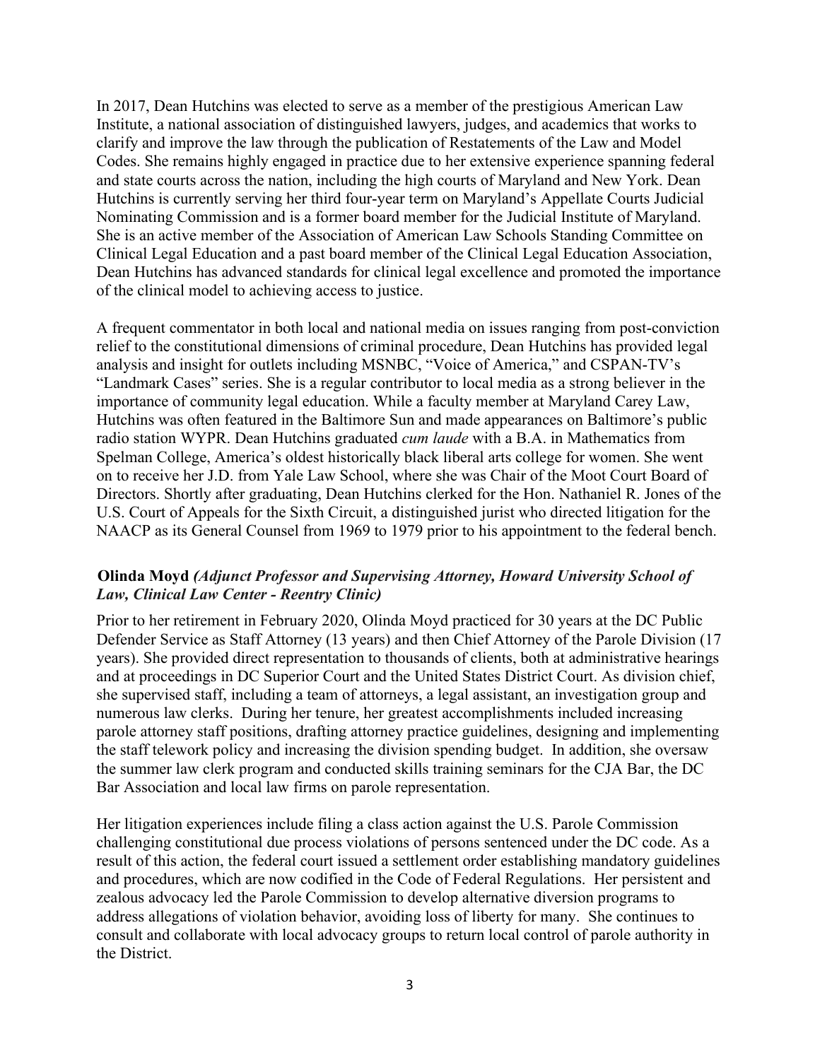In 2017, Dean Hutchins was elected to serve as a member of the prestigious American Law Institute, a national association of distinguished lawyers, judges, and academics that works to clarify and improve the law through the publication of Restatements of the Law and Model Codes. She remains highly engaged in practice due to her extensive experience spanning federal and state courts across the nation, including the high courts of Maryland and New York. Dean Hutchins is currently serving her third four-year term on Maryland's Appellate Courts Judicial Nominating Commission and is a former board member for the Judicial Institute of Maryland. She is an active member of the Association of American Law Schools Standing Committee on Clinical Legal Education and a past board member of the Clinical Legal Education Association, Dean Hutchins has advanced standards for clinical legal excellence and promoted the importance of the clinical model to achieving access to justice.

A frequent commentator in both local and national media on issues ranging from post-conviction relief to the constitutional dimensions of criminal procedure, Dean Hutchins has provided legal analysis and insight for outlets including MSNBC, "Voice of America," and CSPAN-TV's "Landmark Cases" series. She is a regular contributor to local media as a strong believer in the importance of community legal education. While a faculty member at Maryland Carey Law, Hutchins was often featured in the Baltimore Sun and made appearances on Baltimore's public radio station WYPR. Dean Hutchins graduated *cum laude* with a B.A. in Mathematics from Spelman College, America's oldest historically black liberal arts college for women. She went on to receive her J.D. from Yale Law School, where she was Chair of the Moot Court Board of Directors. Shortly after graduating, Dean Hutchins clerked for the Hon. Nathaniel R. Jones of the U.S. Court of Appeals for the Sixth Circuit, a distinguished jurist who directed litigation for the NAACP as its General Counsel from 1969 to 1979 prior to his appointment to the federal bench.

**Olinda Moyd** *(Adjunct Professor and Supervising Attorney, Howard University School of Law, Clinical Law Center - Reentry Clinic)*

Prior to her retirement in February 2020, Olinda Moyd practiced for 30 years at the DC Public Defender Service as Staff Attorney (13 years) and then Chief Attorney of the Parole Division (17 years). She provided direct representation to thousands of clients, both at administrative hearings and at proceedings in DC Superior Court and the United States District Court. As division chief, she supervised staff, including a team of attorneys, a legal assistant, an investigation group and numerous law clerks. During her tenure, her greatest accomplishments included increasing parole attorney staff positions, drafting attorney practice guidelines, designing and implementing the staff telework policy and increasing the division spending budget. In addition, she oversaw the summer law clerk program and conducted skills training seminars for the CJA Bar, the DC Bar Association and local law firms on parole representation.

Her litigation experiences include filing a class action against the U.S. Parole Commission challenging constitutional due process violations of persons sentenced under the DC code. As a result of this action, the federal court issued a settlement order establishing mandatory guidelines and procedures, which are now codified in the Code of Federal Regulations. Her persistent and zealous advocacy led the Parole Commission to develop alternative diversion programs to address allegations of violation behavior, avoiding loss of liberty for many. She continues to consult and collaborate with local advocacy groups to return local control of parole authority in the District.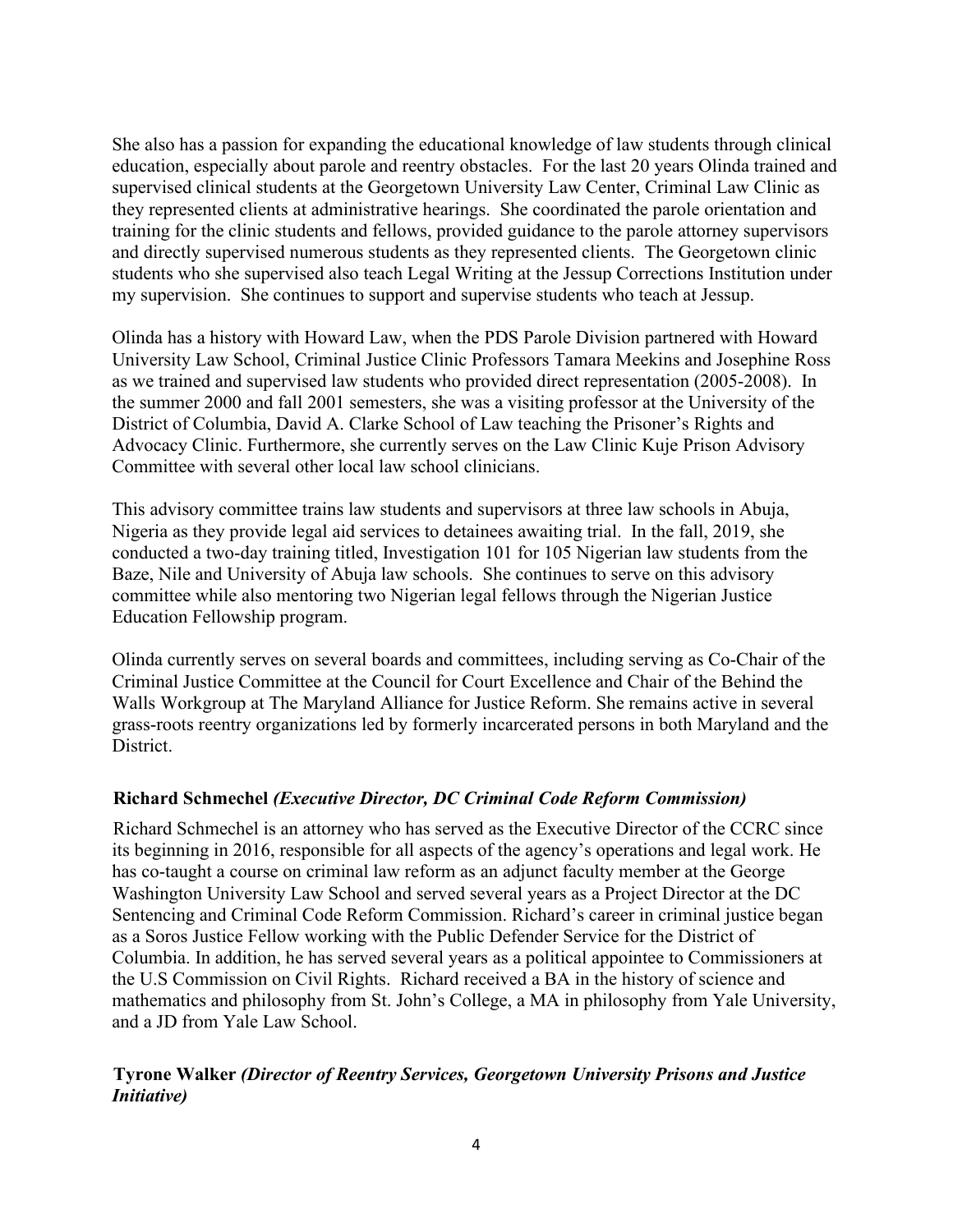She also has a passion for expanding the educational knowledge of law students through clinical education, especially about parole and reentry obstacles. For the last 20 years Olinda trained and supervised clinical students at the Georgetown University Law Center, Criminal Law Clinic as they represented clients at administrative hearings. She coordinated the parole orientation and training for the clinic students and fellows, provided guidance to the parole attorney supervisors and directly supervised numerous students as they represented clients. The Georgetown clinic students who she supervised also teach Legal Writing at the Jessup Corrections Institution under my supervision. She continues to support and supervise students who teach at Jessup.

Olinda has a history with Howard Law, when the PDS Parole Division partnered with Howard University Law School, Criminal Justice Clinic Professors Tamara Meekins and Josephine Ross as we trained and supervised law students who provided direct representation (2005-2008). In the summer 2000 and fall 2001 semesters, she was a visiting professor at the University of the District of Columbia, David A. Clarke School of Law teaching the Prisoner's Rights and Advocacy Clinic. Furthermore, she currently serves on the Law Clinic Kuje Prison Advisory Committee with several other local law school clinicians.

This advisory committee trains law students and supervisors at three law schools in Abuja, Nigeria as they provide legal aid services to detainees awaiting trial. In the fall, 2019, she conducted a two-day training titled, Investigation 101 for 105 Nigerian law students from the Baze, Nile and University of Abuja law schools. She continues to serve on this advisory committee while also mentoring two Nigerian legal fellows through the Nigerian Justice Education Fellowship program.

Olinda currently serves on several boards and committees, including serving as Co-Chair of the Criminal Justice Committee at the Council for Court Excellence and Chair of the Behind the Walls Workgroup at The Maryland Alliance for Justice Reform. She remains active in several grass-roots reentry organizations led by formerly incarcerated persons in both Maryland and the District.

**Richard Schmechel** ***(Executive Director, DC Criminal Code Reform Commission)***

Richard Schmechel is an attorney who has served as the Executive Director of the CCRC since its beginning in 2016, responsible for all aspects of the agency's operations and legal work. He has co-taught a course on criminal law reform as an adjunct faculty member at the George Washington University Law School and served several years as a Project Director at the DC Sentencing and Criminal Code Reform Commission. Richard's career in criminal justice began as a Soros Justice Fellow working with the Public Defender Service for the District of Columbia. In addition, he has served several years as a political appointee to Commissioners at the U.S Commission on Civil Rights. Richard received a BA in the history of science and mathematics and philosophy from St. John's College, a MA in philosophy from Yale University, and a JD from Yale Law School.

**Tyrone Walker** ***(Director of Reentry Services, Georgetown University Prisons and Justice Initiative)***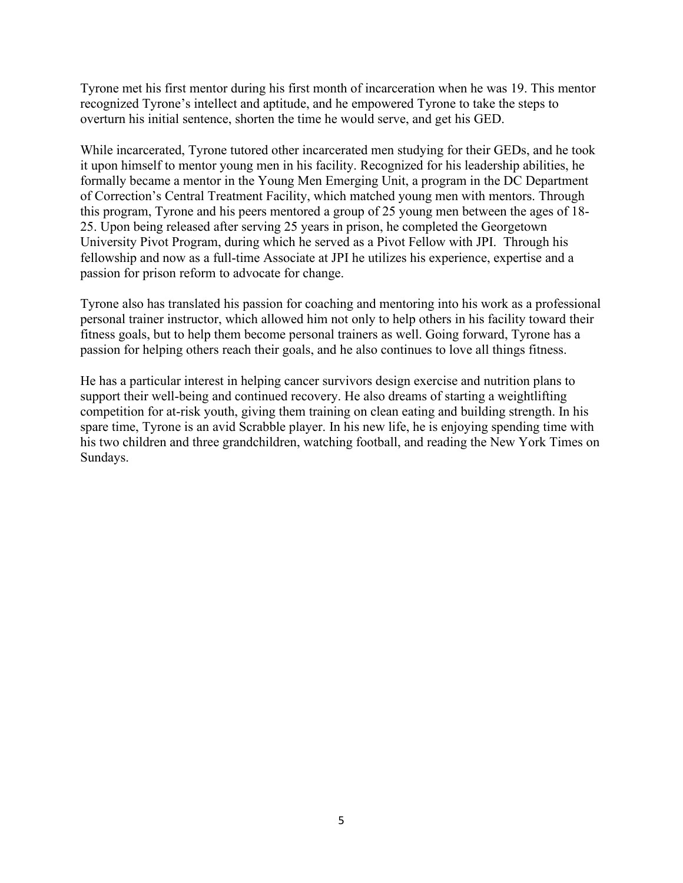Tyrone met his first mentor during his first month of incarceration when he was 19. This mentor recognized Tyrone's intellect and aptitude, and he empowered Tyrone to take the steps to overturn his initial sentence, shorten the time he would serve, and get his GED.

While incarcerated, Tyrone tutored other incarcerated men studying for their GEDs, and he took it upon himself to mentor young men in his facility. Recognized for his leadership abilities, he formally became a mentor in the Young Men Emerging Unit, a program in the DC Department of Correction's Central Treatment Facility, which matched young men with mentors. Through this program, Tyrone and his peers mentored a group of 25 young men between the ages of 18-25. Upon being released after serving 25 years in prison, he completed the Georgetown University Pivot Program, during which he served as a Pivot Fellow with JPI. Through his fellowship and now as a full-time Associate at JPI he utilizes his experience, expertise and a passion for prison reform to advocate for change.

Tyrone also has translated his passion for coaching and mentoring into his work as a professional personal trainer instructor, which allowed him not only to help others in his facility toward their fitness goals, but to help them become personal trainers as well. Going forward, Tyrone has a passion for helping others reach their goals, and he also continues to love all things fitness.

He has a particular interest in helping cancer survivors design exercise and nutrition plans to support their well-being and continued recovery. He also dreams of starting a weightlifting competition for at-risk youth, giving them training on clean eating and building strength. In his spare time, Tyrone is an avid Scrabble player. In his new life, he is enjoying spending time with his two children and three grandchildren, watching football, and reading the New York Times on Sundays.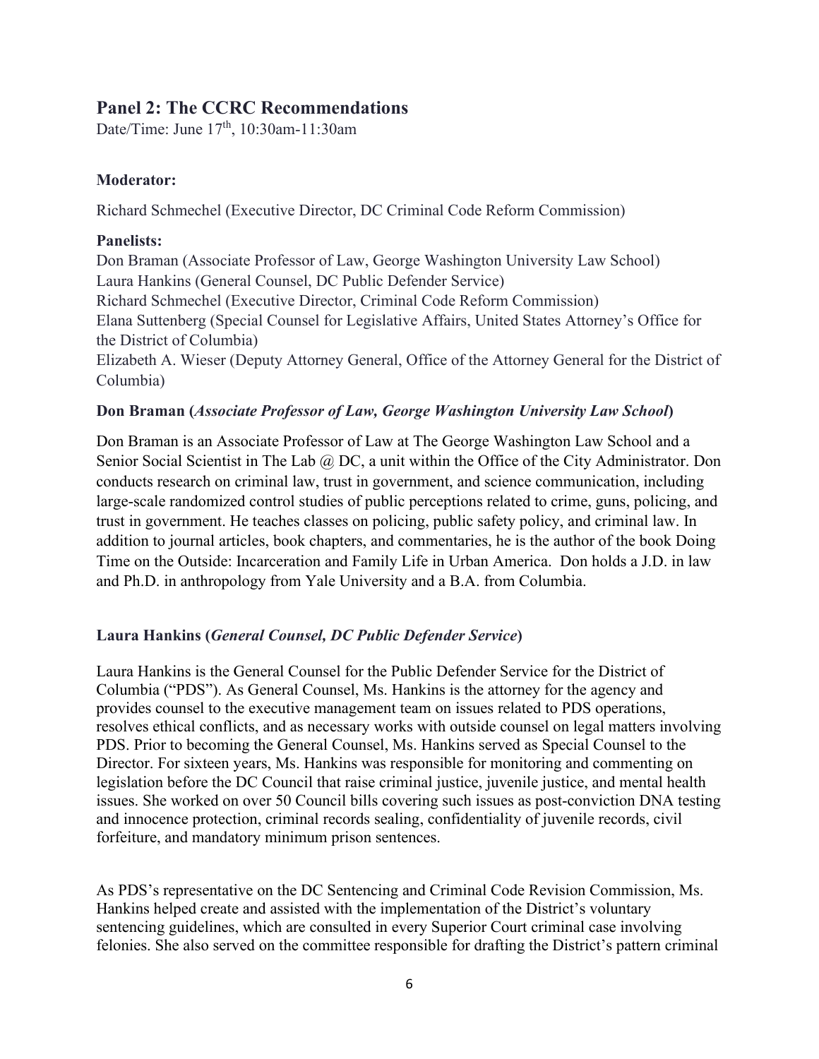## Panel 2: The CCRC Recommendations

Date/Time: June 17th, 10:30am-11:30am

**Moderator:**

Richard Schmechel (Executive Director, DC Criminal Code Reform Commission)

**Panelists:**

Don Braman (Associate Professor of Law, George Washington University Law School)
Laura Hankins (General Counsel, DC Public Defender Service)
Richard Schmechel (Executive Director, Criminal Code Reform Commission)
Elana Suttenberg (Special Counsel for Legislative Affairs, United States Attorney's Office for the District of Columbia)
Elizabeth A. Wieser (Deputy Attorney General, Office of the Attorney General for the District of Columbia)

**Don Braman (*Associate Professor of Law, George Washington University Law School*)**

Don Braman is an Associate Professor of Law at The George Washington Law School and a Senior Social Scientist in The Lab @ DC, a unit within the Office of the City Administrator. Don conducts research on criminal law, trust in government, and science communication, including large-scale randomized control studies of public perceptions related to crime, guns, policing, and trust in government. He teaches classes on policing, public safety policy, and criminal law. In addition to journal articles, book chapters, and commentaries, he is the author of the book Doing Time on the Outside: Incarceration and Family Life in Urban America. Don holds a J.D. in law and Ph.D. in anthropology from Yale University and a B.A. from Columbia.

**Laura Hankins (*General Counsel, DC Public Defender Service*)**

Laura Hankins is the General Counsel for the Public Defender Service for the District of Columbia ("PDS"). As General Counsel, Ms. Hankins is the attorney for the agency and provides counsel to the executive management team on issues related to PDS operations, resolves ethical conflicts, and as necessary works with outside counsel on legal matters involving PDS. Prior to becoming the General Counsel, Ms. Hankins served as Special Counsel to the Director. For sixteen years, Ms. Hankins was responsible for monitoring and commenting on legislation before the DC Council that raise criminal justice, juvenile justice, and mental health issues. She worked on over 50 Council bills covering such issues as post-conviction DNA testing and innocence protection, criminal records sealing, confidentiality of juvenile records, civil forfeiture, and mandatory minimum prison sentences.

As PDS's representative on the DC Sentencing and Criminal Code Revision Commission, Ms. Hankins helped create and assisted with the implementation of the District's voluntary sentencing guidelines, which are consulted in every Superior Court criminal case involving felonies. She also served on the committee responsible for drafting the District's pattern criminal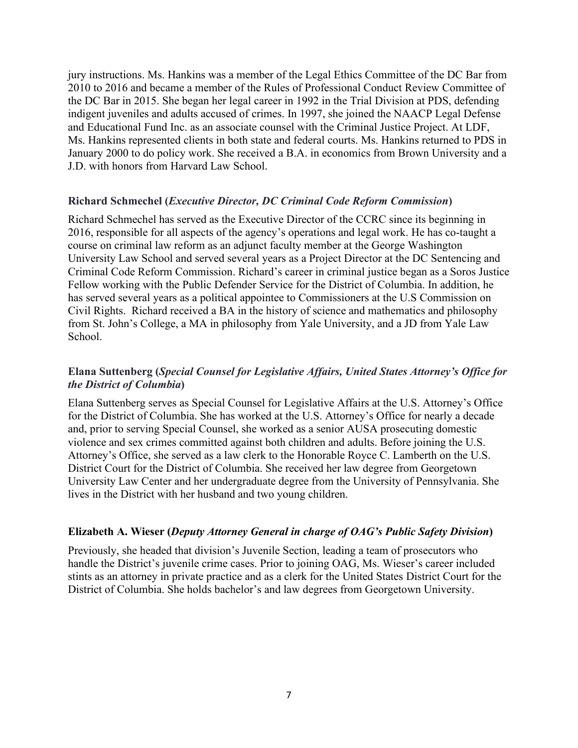jury instructions. Ms. Hankins was a member of the Legal Ethics Committee of the DC Bar from 2010 to 2016 and became a member of the Rules of Professional Conduct Review Committee of the DC Bar in 2015. She began her legal career in 1992 in the Trial Division at PDS, defending indigent juveniles and adults accused of crimes. In 1997, she joined the NAACP Legal Defense and Educational Fund Inc. as an associate counsel with the Criminal Justice Project. At LDF, Ms. Hankins represented clients in both state and federal courts. Ms. Hankins returned to PDS in January 2000 to do policy work. She received a B.A. in economics from Brown University and a J.D. with honors from Harvard Law School.

### Richard Schmechel (*Executive Director, DC Criminal Code Reform Commission*)

Richard Schmechel has served as the Executive Director of the CCRC since its beginning in 2016, responsible for all aspects of the agency's operations and legal work. He has co-taught a course on criminal law reform as an adjunct faculty member at the George Washington University Law School and served several years as a Project Director at the DC Sentencing and Criminal Code Reform Commission. Richard's career in criminal justice began as a Soros Justice Fellow working with the Public Defender Service for the District of Columbia. In addition, he has served several years as a political appointee to Commissioners at the U.S Commission on Civil Rights. Richard received a BA in the history of science and mathematics and philosophy from St. John's College, a MA in philosophy from Yale University, and a JD from Yale Law School.

### Elana Suttenberg (*Special Counsel for Legislative Affairs, United States Attorney's Office for the District of Columbia*)

Elana Suttenberg serves as Special Counsel for Legislative Affairs at the U.S. Attorney's Office for the District of Columbia. She has worked at the U.S. Attorney's Office for nearly a decade and, prior to serving Special Counsel, she worked as a senior AUSA prosecuting domestic violence and sex crimes committed against both children and adults. Before joining the U.S. Attorney's Office, she served as a law clerk to the Honorable Royce C. Lamberth on the U.S. District Court for the District of Columbia. She received her law degree from Georgetown University Law Center and her undergraduate degree from the University of Pennsylvania. She lives in the District with her husband and two young children.

### Elizabeth A. Wieser (*Deputy Attorney General in charge of OAG's Public Safety Division*)

Previously, she headed that division's Juvenile Section, leading a team of prosecutors who handle the District's juvenile crime cases. Prior to joining OAG, Ms. Wieser's career included stints as an attorney in private practice and as a clerk for the United States District Court for the District of Columbia. She holds bachelor's and law degrees from Georgetown University.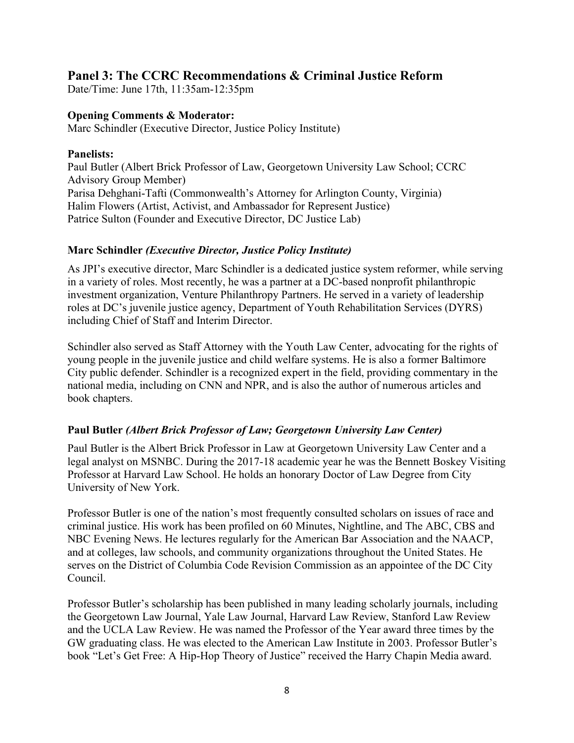## Panel 3: The CCRC Recommendations & Criminal Justice Reform

Date/Time: June 17th, 11:35am-12:35pm

**Opening Comments & Moderator:**
Marc Schindler (Executive Director, Justice Policy Institute)

**Panelists:**
Paul Butler (Albert Brick Professor of Law, Georgetown University Law School; CCRC Advisory Group Member)
Parisa Dehghani-Tafti (Commonwealth's Attorney for Arlington County, Virginia)
Halim Flowers (Artist, Activist, and Ambassador for Represent Justice)
Patrice Sulton (Founder and Executive Director, DC Justice Lab)

### Marc Schindler *(Executive Director, Justice Policy Institute)*

As JPI's executive director, Marc Schindler is a dedicated justice system reformer, while serving in a variety of roles. Most recently, he was a partner at a DC-based nonprofit philanthropic investment organization, Venture Philanthropy Partners. He served in a variety of leadership roles at DC's juvenile justice agency, Department of Youth Rehabilitation Services (DYRS) including Chief of Staff and Interim Director.

Schindler also served as Staff Attorney with the Youth Law Center, advocating for the rights of young people in the juvenile justice and child welfare systems. He is also a former Baltimore City public defender. Schindler is a recognized expert in the field, providing commentary in the national media, including on CNN and NPR, and is also the author of numerous articles and book chapters.

### Paul Butler *(Albert Brick Professor of Law; Georgetown University Law Center)*

Paul Butler is the Albert Brick Professor in Law at Georgetown University Law Center and a legal analyst on MSNBC. During the 2017-18 academic year he was the Bennett Boskey Visiting Professor at Harvard Law School. He holds an honorary Doctor of Law Degree from City University of New York.

Professor Butler is one of the nation's most frequently consulted scholars on issues of race and criminal justice. His work has been profiled on 60 Minutes, Nightline, and The ABC, CBS and NBC Evening News. He lectures regularly for the American Bar Association and the NAACP, and at colleges, law schools, and community organizations throughout the United States. He serves on the District of Columbia Code Revision Commission as an appointee of the DC City Council.

Professor Butler's scholarship has been published in many leading scholarly journals, including the Georgetown Law Journal, Yale Law Journal, Harvard Law Review, Stanford Law Review and the UCLA Law Review. He was named the Professor of the Year award three times by the GW graduating class. He was elected to the American Law Institute in 2003. Professor Butler's book "Let's Get Free: A Hip-Hop Theory of Justice" received the Harry Chapin Media award.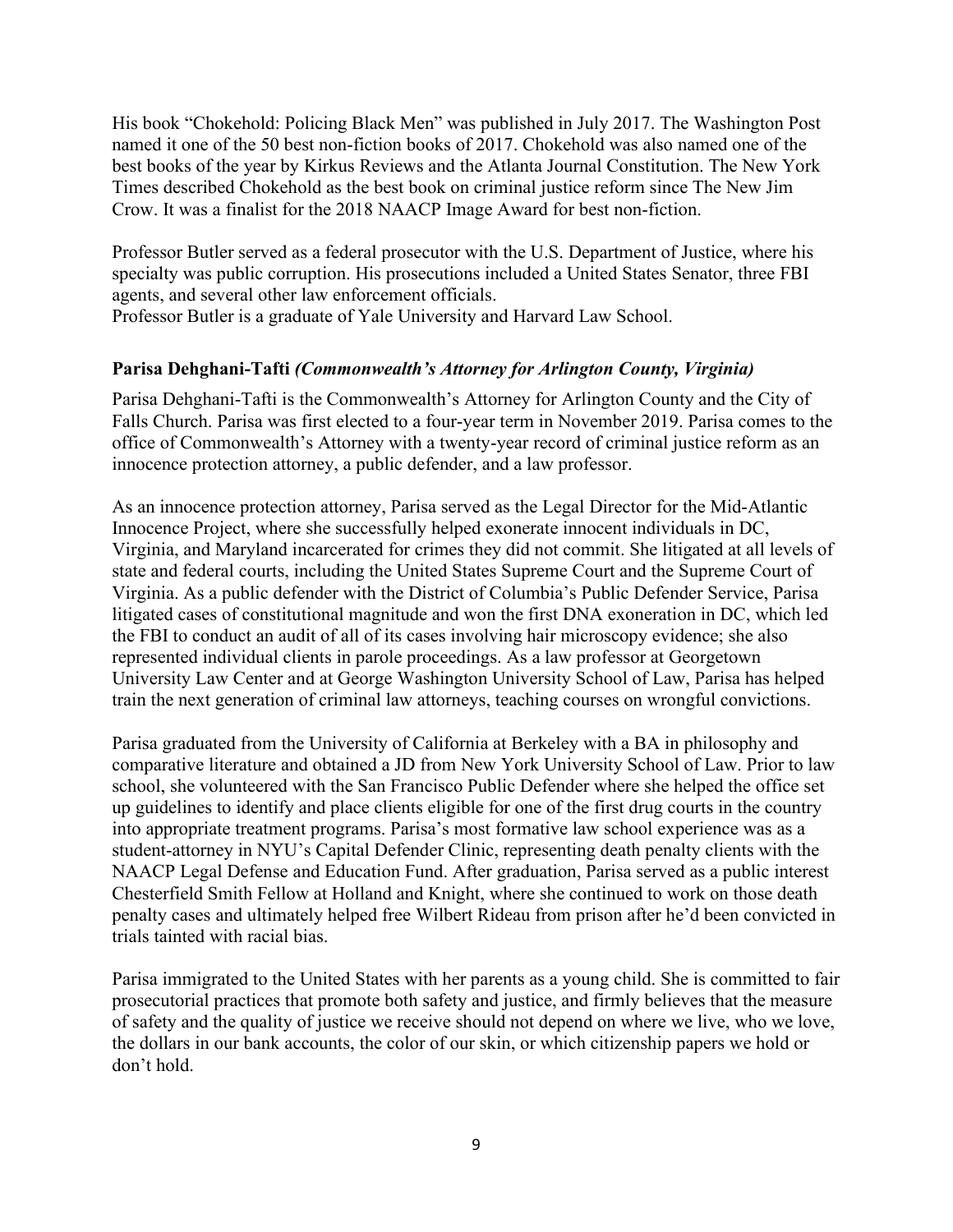His book "Chokehold: Policing Black Men" was published in July 2017. The Washington Post named it one of the 50 best non-fiction books of 2017. Chokehold was also named one of the best books of the year by Kirkus Reviews and the Atlanta Journal Constitution. The New York Times described Chokehold as the best book on criminal justice reform since The New Jim Crow. It was a finalist for the 2018 NAACP Image Award for best non-fiction.

Professor Butler served as a federal prosecutor with the U.S. Department of Justice, where his specialty was public corruption. His prosecutions included a United States Senator, three FBI agents, and several other law enforcement officials.
Professor Butler is a graduate of Yale University and Harvard Law School.

**Parisa Dehghani-Tafti** ***(Commonwealth's Attorney for Arlington County, Virginia)***

Parisa Dehghani-Tafti is the Commonwealth's Attorney for Arlington County and the City of Falls Church. Parisa was first elected to a four-year term in November 2019. Parisa comes to the office of Commonwealth's Attorney with a twenty-year record of criminal justice reform as an innocence protection attorney, a public defender, and a law professor.

As an innocence protection attorney, Parisa served as the Legal Director for the Mid-Atlantic Innocence Project, where she successfully helped exonerate innocent individuals in DC, Virginia, and Maryland incarcerated for crimes they did not commit. She litigated at all levels of state and federal courts, including the United States Supreme Court and the Supreme Court of Virginia. As a public defender with the District of Columbia's Public Defender Service, Parisa litigated cases of constitutional magnitude and won the first DNA exoneration in DC, which led the FBI to conduct an audit of all of its cases involving hair microscopy evidence; she also represented individual clients in parole proceedings. As a law professor at Georgetown University Law Center and at George Washington University School of Law, Parisa has helped train the next generation of criminal law attorneys, teaching courses on wrongful convictions.

Parisa graduated from the University of California at Berkeley with a BA in philosophy and comparative literature and obtained a JD from New York University School of Law. Prior to law school, she volunteered with the San Francisco Public Defender where she helped the office set up guidelines to identify and place clients eligible for one of the first drug courts in the country into appropriate treatment programs. Parisa's most formative law school experience was as a student-attorney in NYU's Capital Defender Clinic, representing death penalty clients with the NAACP Legal Defense and Education Fund. After graduation, Parisa served as a public interest Chesterfield Smith Fellow at Holland and Knight, where she continued to work on those death penalty cases and ultimately helped free Wilbert Rideau from prison after he'd been convicted in trials tainted with racial bias.

Parisa immigrated to the United States with her parents as a young child. She is committed to fair prosecutorial practices that promote both safety and justice, and firmly believes that the measure of safety and the quality of justice we receive should not depend on where we live, who we love, the dollars in our bank accounts, the color of our skin, or which citizenship papers we hold or don't hold.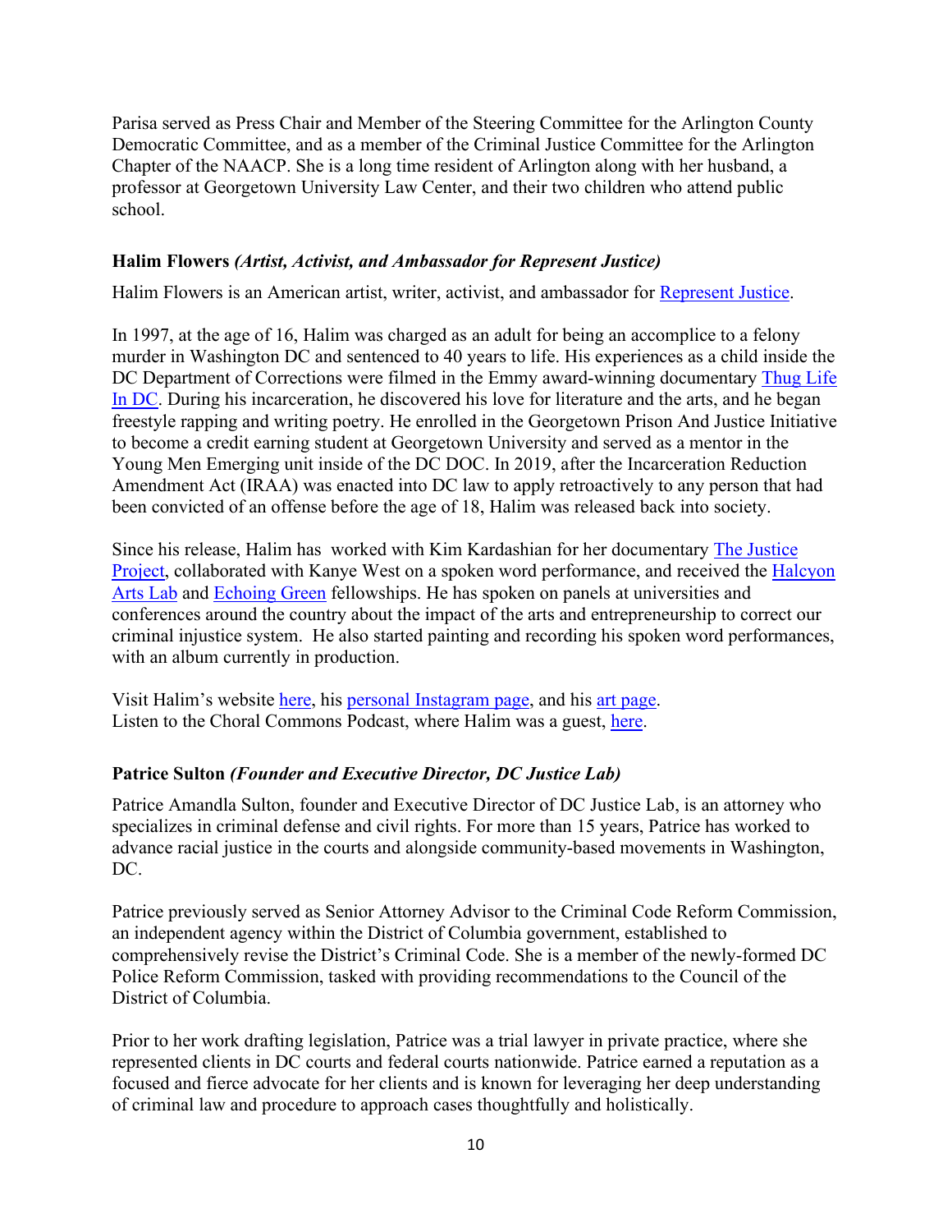Parisa served as Press Chair and Member of the Steering Committee for the Arlington County Democratic Committee, and as a member of the Criminal Justice Committee for the Arlington Chapter of the NAACP. She is a long time resident of Arlington along with her husband, a professor at Georgetown University Law Center, and their two children who attend public school.

### Halim Flowers *(Artist, Activist, and Ambassador for Represent Justice)*

Halim Flowers is an American artist, writer, activist, and ambassador for Represent Justice.

In 1997, at the age of 16, Halim was charged as an adult for being an accomplice to a felony murder in Washington DC and sentenced to 40 years to life. His experiences as a child inside the DC Department of Corrections were filmed in the Emmy award-winning documentary Thug Life In DC. During his incarceration, he discovered his love for literature and the arts, and he began freestyle rapping and writing poetry. He enrolled in the Georgetown Prison And Justice Initiative to become a credit earning student at Georgetown University and served as a mentor in the Young Men Emerging unit inside of the DC DOC. In 2019, after the Incarceration Reduction Amendment Act (IRAA) was enacted into DC law to apply retroactively to any person that had been convicted of an offense before the age of 18, Halim was released back into society.

Since his release, Halim has worked with Kim Kardashian for her documentary The Justice Project, collaborated with Kanye West on a spoken word performance, and received the Halcyon Arts Lab and Echoing Green fellowships. He has spoken on panels at universities and conferences around the country about the impact of the arts and entrepreneurship to correct our criminal injustice system. He also started painting and recording his spoken word performances, with an album currently in production.

Visit Halim's website here, his personal Instagram page, and his art page.
Listen to the Choral Commons Podcast, where Halim was a guest, here.

### Patrice Sulton *(Founder and Executive Director, DC Justice Lab)*

Patrice Amandla Sulton, founder and Executive Director of DC Justice Lab, is an attorney who specializes in criminal defense and civil rights. For more than 15 years, Patrice has worked to advance racial justice in the courts and alongside community-based movements in Washington, DC.

Patrice previously served as Senior Attorney Advisor to the Criminal Code Reform Commission, an independent agency within the District of Columbia government, established to comprehensively revise the District's Criminal Code. She is a member of the newly-formed DC Police Reform Commission, tasked with providing recommendations to the Council of the District of Columbia.

Prior to her work drafting legislation, Patrice was a trial lawyer in private practice, where she represented clients in DC courts and federal courts nationwide. Patrice earned a reputation as a focused and fierce advocate for her clients and is known for leveraging her deep understanding of criminal law and procedure to approach cases thoughtfully and holistically.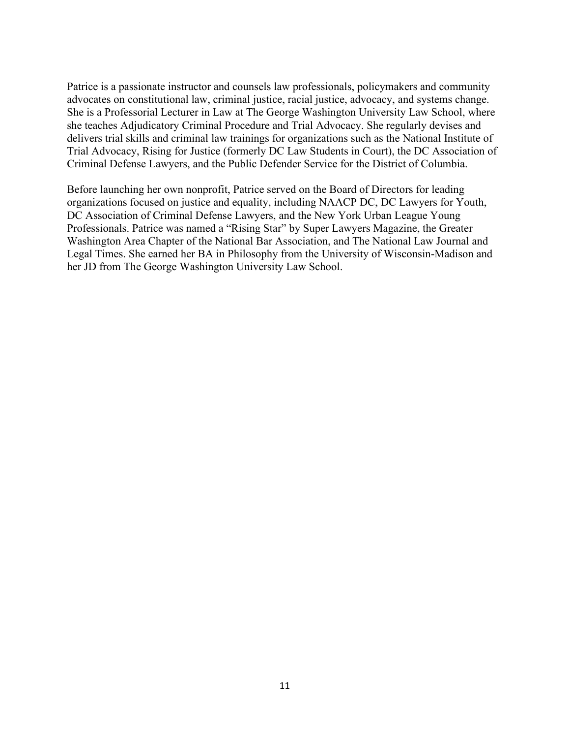Patrice is a passionate instructor and counsels law professionals, policymakers and community advocates on constitutional law, criminal justice, racial justice, advocacy, and systems change. She is a Professorial Lecturer in Law at The George Washington University Law School, where she teaches Adjudicatory Criminal Procedure and Trial Advocacy. She regularly devises and delivers trial skills and criminal law trainings for organizations such as the National Institute of Trial Advocacy, Rising for Justice (formerly DC Law Students in Court), the DC Association of Criminal Defense Lawyers, and the Public Defender Service for the District of Columbia.

Before launching her own nonprofit, Patrice served on the Board of Directors for leading organizations focused on justice and equality, including NAACP DC, DC Lawyers for Youth, DC Association of Criminal Defense Lawyers, and the New York Urban League Young Professionals. Patrice was named a "Rising Star" by Super Lawyers Magazine, the Greater Washington Area Chapter of the National Bar Association, and The National Law Journal and Legal Times. She earned her BA in Philosophy from the University of Wisconsin-Madison and her JD from The George Washington University Law School.